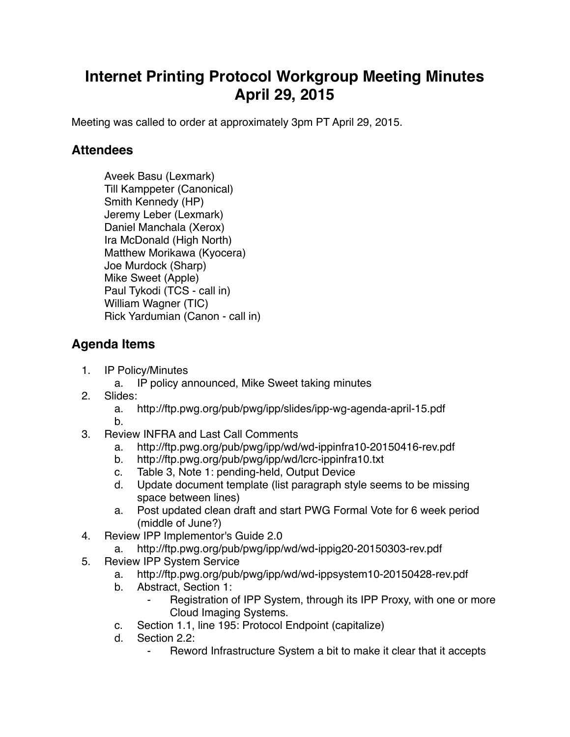# Internet Printing Protocol Workgroup Meeting Minutes April 29, 2015

Meeting was called to order at approximately 3pm PT April 29, 2015.

## Attendees

Aveek Basu (Lexmark)
Till Kamppeter (Canonical)
Smith Kennedy (HP)
Jeremy Leber (Lexmark)
Daniel Manchala (Xerox)
Ira McDonald (High North)
Matthew Morikawa (Kyocera)
Joe Murdock (Sharp)
Mike Sweet (Apple)
Paul Tykodi (TCS - call in)
William Wagner (TIC)
Rick Yardumian (Canon - call in)

## Agenda Items

1. IP Policy/Minutes
   a. IP policy announced, Mike Sweet taking minutes
2. Slides:
   a. http://ftp.pwg.org/pub/pwg/ipp/slides/ipp-wg-agenda-april-15.pdf
   b.
3. Review INFRA and Last Call Comments
   a. http://ftp.pwg.org/pub/pwg/ipp/wd/wd-ippinfra10-20150416-rev.pdf
   b. http://ftp.pwg.org/pub/pwg/ipp/wd/lcrc-ippinfra10.txt
   c. Table 3, Note 1: pending-held, Output Device
   d. Update document template (list paragraph style seems to be missing space between lines)
   a. Post updated clean draft and start PWG Formal Vote for 6 week period (middle of June?)
4. Review IPP Implementor's Guide 2.0
   a. http://ftp.pwg.org/pub/pwg/ipp/wd/wd-ippig20-20150303-rev.pdf
5. Review IPP System Service
   a. http://ftp.pwg.org/pub/pwg/ipp/wd/wd-ippsystem10-20150428-rev.pdf
   b. Abstract, Section 1:
      - Registration of IPP System, through its IPP Proxy, with one or more Cloud Imaging Systems.
   c. Section 1.1, line 195: Protocol Endpoint (capitalize)
   d. Section 2.2:
      - Reword Infrastructure System a bit to make it clear that it accepts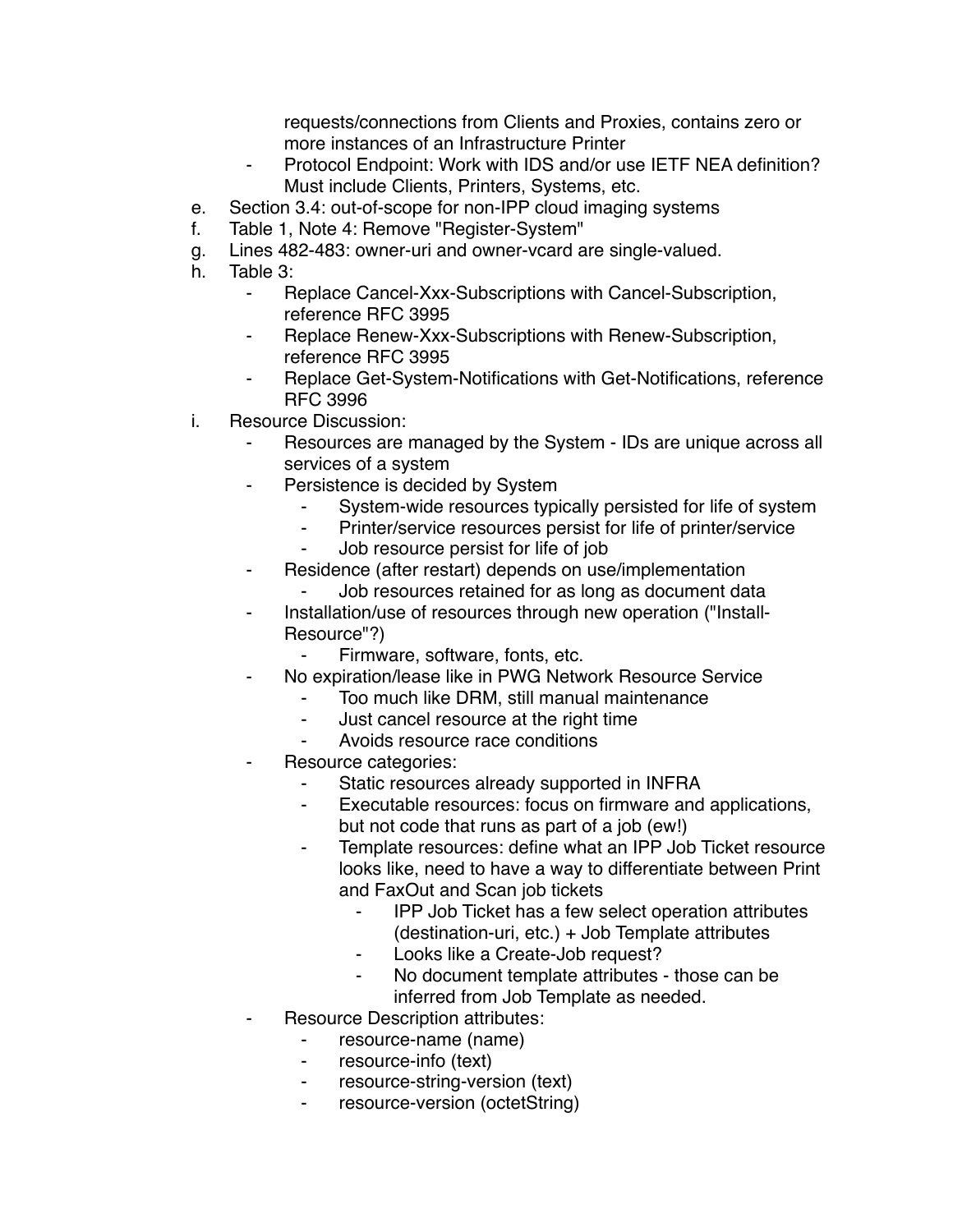requests/connections from Clients and Proxies, contains zero or more instances of an Infrastructure Printer
  - Protocol Endpoint: Work with IDS and/or use IETF NEA definition? Must include Clients, Printers, Systems, etc.

e. Section 3.4: out-of-scope for non-IPP cloud imaging systems
f. Table 1, Note 4: Remove "Register-System"
g. Lines 482-483: owner-uri and owner-vcard are single-valued.
h. Table 3:
   - Replace Cancel-Xxx-Subscriptions with Cancel-Subscription, reference RFC 3995
   - Replace Renew-Xxx-Subscriptions with Renew-Subscription, reference RFC 3995
   - Replace Get-System-Notifications with Get-Notifications, reference RFC 3996
i. Resource Discussion:
   - Resources are managed by the System - IDs are unique across all services of a system
   - Persistence is decided by System
     - System-wide resources typically persisted for life of system
     - Printer/service resources persist for life of printer/service
     - Job resource persist for life of job
   - Residence (after restart) depends on use/implementation
     - Job resources retained for as long as document data
   - Installation/use of resources through new operation ("Install-Resource"?)
     - Firmware, software, fonts, etc.
   - No expiration/lease like in PWG Network Resource Service
     - Too much like DRM, still manual maintenance
     - Just cancel resource at the right time
     - Avoids resource race conditions
   - Resource categories:
     - Static resources already supported in INFRA
     - Executable resources: focus on firmware and applications, but not code that runs as part of a job (ew!)
     - Template resources: define what an IPP Job Ticket resource looks like, need to have a way to differentiate between Print and FaxOut and Scan job tickets
       - IPP Job Ticket has a few select operation attributes (destination-uri, etc.) + Job Template attributes
       - Looks like a Create-Job request?
       - No document template attributes - those can be inferred from Job Template as needed.
   - Resource Description attributes:
     - resource-name (name)
     - resource-info (text)
     - resource-string-version (text)
     - resource-version (octetString)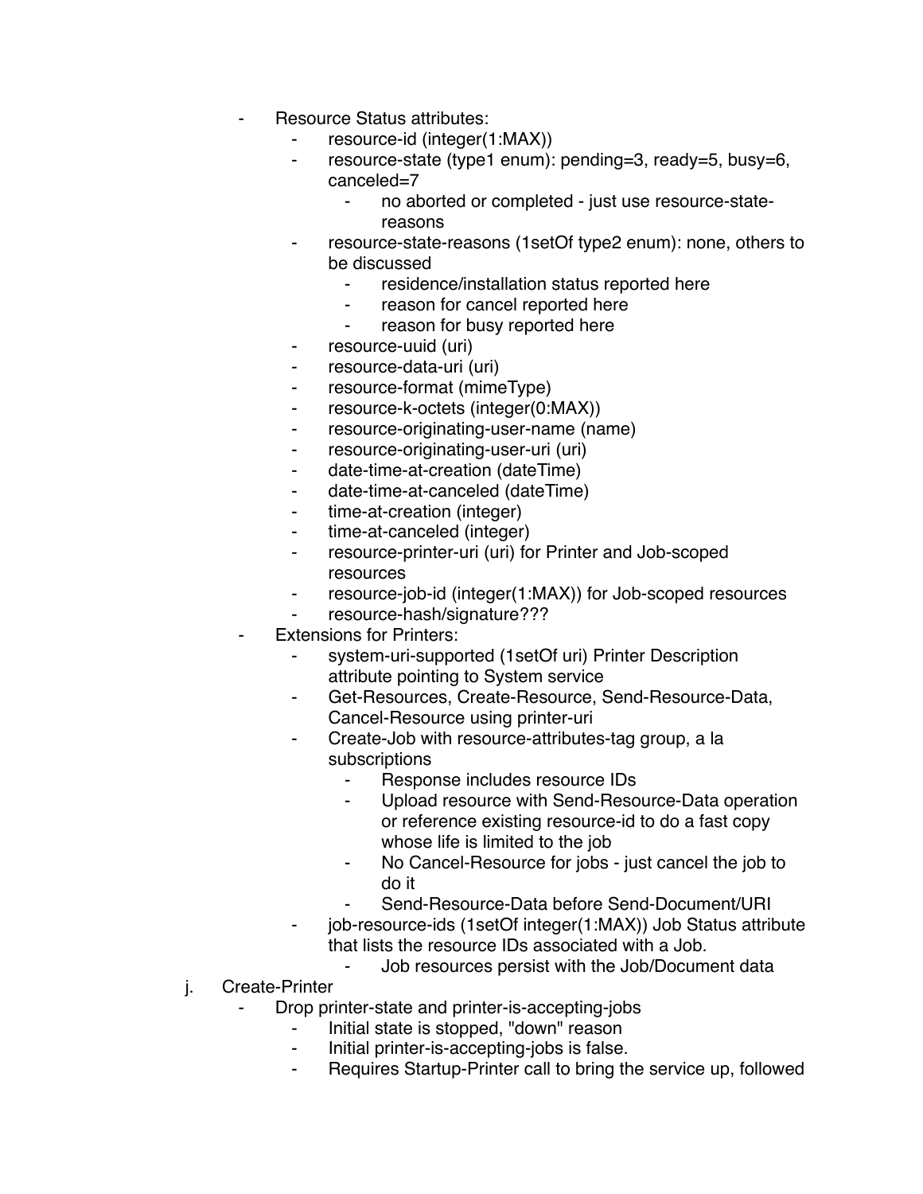- Resource Status attributes:
    - resource-id (integer(1:MAX))
    - resource-state (type1 enum): pending=3, ready=5, busy=6, canceled=7
        - no aborted or completed - just use resource-state-reasons
    - resource-state-reasons (1setOf type2 enum): none, others to be discussed
        - residence/installation status reported here
        - reason for cancel reported here
        - reason for busy reported here
    - resource-uuid (uri)
    - resource-data-uri (uri)
    - resource-format (mimeType)
    - resource-k-octets (integer(0:MAX))
    - resource-originating-user-name (name)
    - resource-originating-user-uri (uri)
    - date-time-at-creation (dateTime)
    - date-time-at-canceled (dateTime)
    - time-at-creation (integer)
    - time-at-canceled (integer)
    - resource-printer-uri (uri) for Printer and Job-scoped resources
    - resource-job-id (integer(1:MAX)) for Job-scoped resources
    - resource-hash/signature???
- Extensions for Printers:
    - system-uri-supported (1setOf uri) Printer Description attribute pointing to System service
    - Get-Resources, Create-Resource, Send-Resource-Data, Cancel-Resource using printer-uri
    - Create-Job with resource-attributes-tag group, a la subscriptions
        - Response includes resource IDs
        - Upload resource with Send-Resource-Data operation or reference existing resource-id to do a fast copy whose life is limited to the job
        - No Cancel-Resource for jobs - just cancel the job to do it
        - Send-Resource-Data before Send-Document/URI
    - job-resource-ids (1setOf integer(1:MAX)) Job Status attribute that lists the resource IDs associated with a Job.
        - Job resources persist with the Job/Document data

j. Create-Printer
- Drop printer-state and printer-is-accepting-jobs
    - Initial state is stopped, "down" reason
    - Initial printer-is-accepting-jobs is false.
    - Requires Startup-Printer call to bring the service up, followed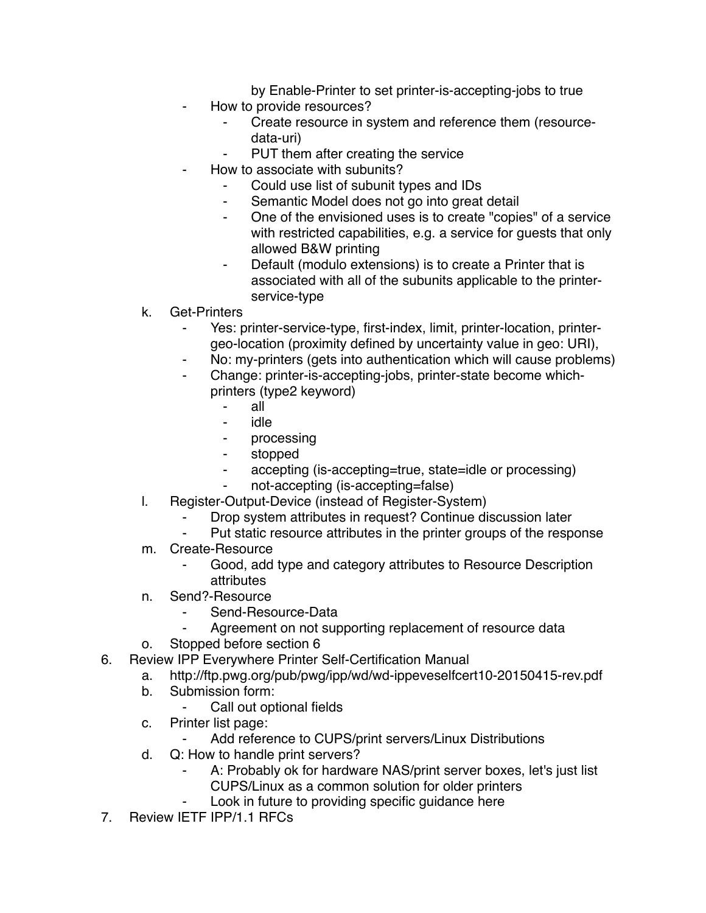by Enable-Printer to set printer-is-accepting-jobs to true

    - How to provide resources?
        - Create resource in system and reference them (resource-data-uri)
        - PUT them after creating the service
    - How to associate with subunits?
        - Could use list of subunit types and IDs
        - Semantic Model does not go into great detail
        - One of the envisioned uses is to create "copies" of a service with restricted capabilities, e.g. a service for guests that only allowed B&W printing
        - Default (modulo extensions) is to create a Printer that is associated with all of the subunits applicable to the printer-service-type

   k. Get-Printers
    - Yes: printer-service-type, first-index, limit, printer-location, printer-geo-location (proximity defined by uncertainty value in geo: URI),
    - No: my-printers (gets into authentication which will cause problems)
    - Change: printer-is-accepting-jobs, printer-state become which-printers (type2 keyword)
        - all
        - idle
        - processing
        - stopped
        - accepting (is-accepting=true, state=idle or processing)
        - not-accepting (is-accepting=false)

   l. Register-Output-Device (instead of Register-System)
    - Drop system attributes in request? Continue discussion later
    - Put static resource attributes in the printer groups of the response

   m. Create-Resource
    - Good, add type and category attributes to Resource Description attributes

   n. Send?-Resource
    - Send-Resource-Data
    - Agreement on not supporting replacement of resource data

   o. Stopped before section 6

6. Review IPP Everywhere Printer Self-Certification Manual
   a. http://ftp.pwg.org/pub/pwg/ipp/wd/wd-ippeveselfcert10-20150415-rev.pdf
   b. Submission form:
    - Call out optional fields
   c. Printer list page:
    - Add reference to CUPS/print servers/Linux Distributions
   d. Q: How to handle print servers?
    - A: Probably ok for hardware NAS/print server boxes, let's just list CUPS/Linux as a common solution for older printers
    - Look in future to providing specific guidance here

7. Review IETF IPP/1.1 RFCs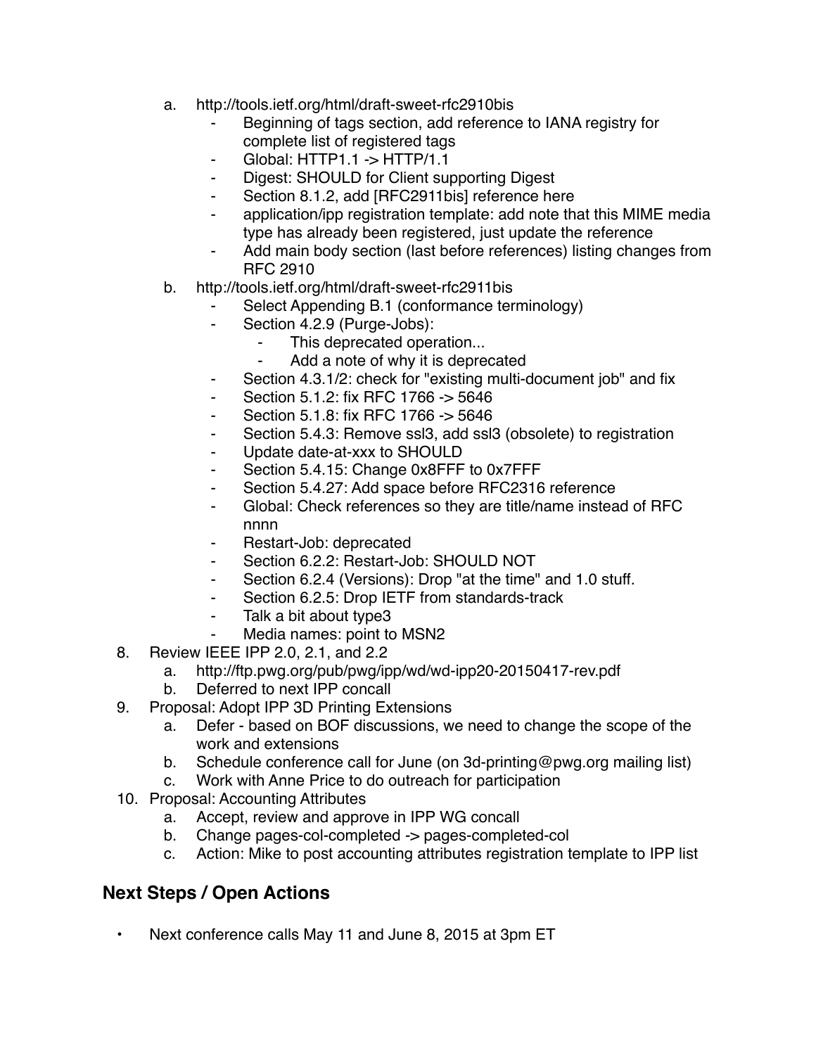a. http://tools.ietf.org/html/draft-sweet-rfc2910bis
      - Beginning of tags section, add reference to IANA registry for complete list of registered tags
      - Global: HTTP1.1 -> HTTP/1.1
      - Digest: SHOULD for Client supporting Digest
      - Section 8.1.2, add [RFC2911bis] reference here
      - application/ipp registration template: add note that this MIME media type has already been registered, just update the reference
      - Add main body section (last before references) listing changes from RFC 2910
   b. http://tools.ietf.org/html/draft-sweet-rfc2911bis
      - Select Appending B.1 (conformance terminology)
      - Section 4.2.9 (Purge-Jobs):
         - This deprecated operation...
         - Add a note of why it is deprecated
      - Section 4.3.1/2: check for "existing multi-document job" and fix
      - Section 5.1.2: fix RFC 1766 -> 5646
      - Section 5.1.8: fix RFC 1766 -> 5646
      - Section 5.4.3: Remove ssl3, add ssl3 (obsolete) to registration
      - Update date-at-xxx to SHOULD
      - Section 5.4.15: Change 0x8FFF to 0x7FFF
      - Section 5.4.27: Add space before RFC2316 reference
      - Global: Check references so they are title/name instead of RFC nnnn
      - Restart-Job: deprecated
      - Section 6.2.2: Restart-Job: SHOULD NOT
      - Section 6.2.4 (Versions): Drop "at the time" and 1.0 stuff.
      - Section 6.2.5: Drop IETF from standards-track
      - Talk a bit about type3
      - Media names: point to MSN2
8. Review IEEE IPP 2.0, 2.1, and 2.2
   a. http://ftp.pwg.org/pub/pwg/ipp/wd/wd-ipp20-20150417-rev.pdf
   b. Deferred to next IPP concall
9. Proposal: Adopt IPP 3D Printing Extensions
   a. Defer - based on BOF discussions, we need to change the scope of the work and extensions
   b. Schedule conference call for June (on 3d-printing@pwg.org mailing list)
   c. Work with Anne Price to do outreach for participation
10. Proposal: Accounting Attributes
   a. Accept, review and approve in IPP WG concall
   b. Change pages-col-completed -> pages-completed-col
   c. Action: Mike to post accounting attributes registration template to IPP list

## Next Steps / Open Actions

- Next conference calls May 11 and June 8, 2015 at 3pm ET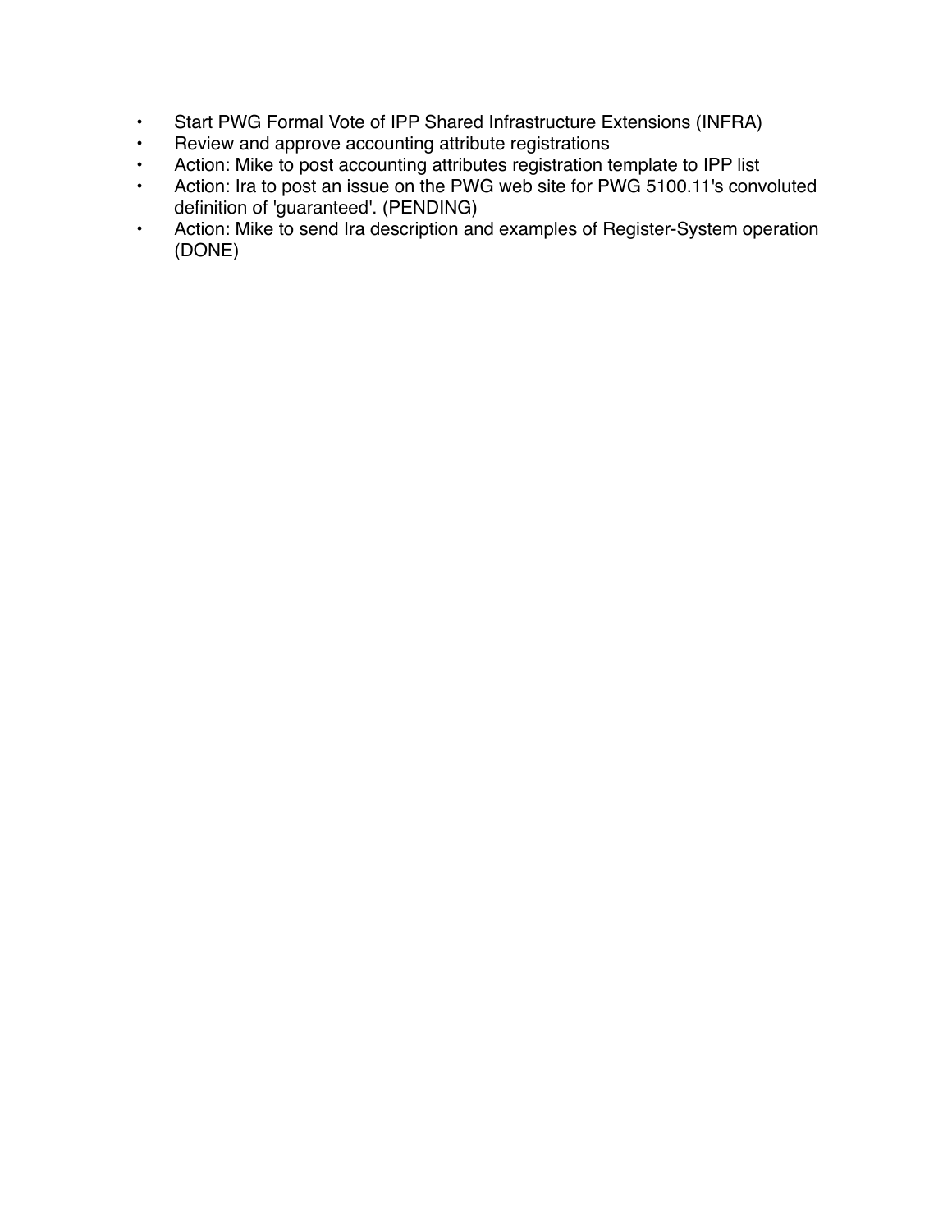- Start PWG Formal Vote of IPP Shared Infrastructure Extensions (INFRA)
- Review and approve accounting attribute registrations
- Action: Mike to post accounting attributes registration template to IPP list
- Action: Ira to post an issue on the PWG web site for PWG 5100.11's convoluted definition of 'guaranteed'. (PENDING)
- Action: Mike to send Ira description and examples of Register-System operation (DONE)